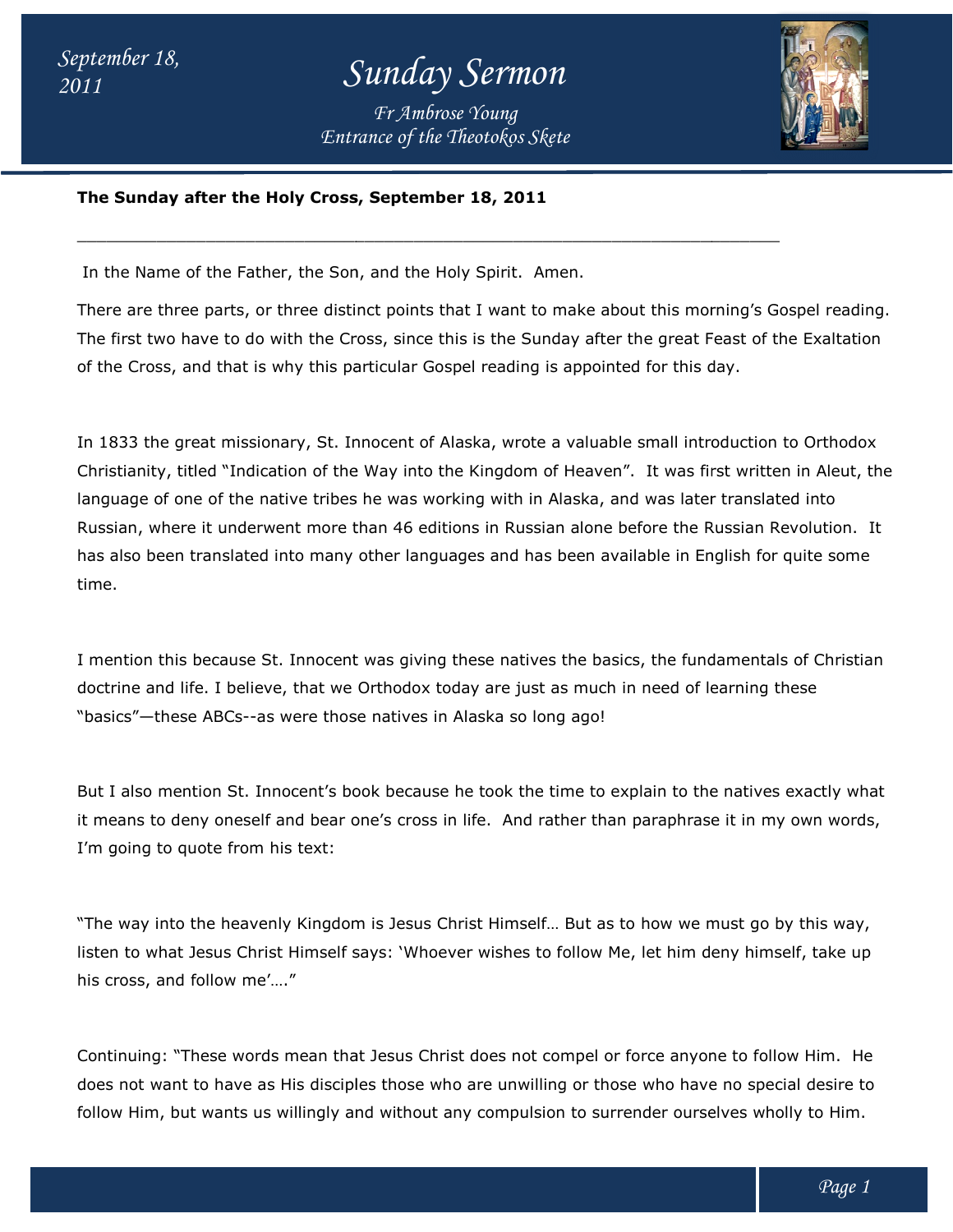**The Sunday after the Holy Cross, September 18, 2011**

---

In the Name of the Father, the Son, and the Holy Spirit. Amen.

There are three parts, or three distinct points that I want to make about this morning's Gospel reading. The first two have to do with the Cross, since this is the Sunday after the great Feast of the Exaltation of the Cross, and that is why this particular Gospel reading is appointed for this day.

In 1833 the great missionary, St. Innocent of Alaska, wrote a valuable small introduction to Orthodox Christianity, titled "Indication of the Way into the Kingdom of Heaven". It was first written in Aleut, the language of one of the native tribes he was working with in Alaska, and was later translated into Russian, where it underwent more than 46 editions in Russian alone before the Russian Revolution. It has also been translated into many other languages and has been available in English for quite some time.

I mention this because St. Innocent was giving these natives the basics, the fundamentals of Christian doctrine and life. I believe, that we Orthodox today are just as much in need of learning these "basics"—these ABCs--as were those natives in Alaska so long ago!

But I also mention St. Innocent's book because he took the time to explain to the natives exactly what it means to deny oneself and bear one's cross in life. And rather than paraphrase it in my own words, I'm going to quote from his text:

"The way into the heavenly Kingdom is Jesus Christ Himself… But as to how we must go by this way, listen to what Jesus Christ Himself says: 'Whoever wishes to follow Me, let him deny himself, take up his cross, and follow me'…."

Continuing: "These words mean that Jesus Christ does not compel or force anyone to follow Him. He does not want to have as His disciples those who are unwilling or those who have no special desire to follow Him, but wants us willingly and without any compulsion to surrender ourselves wholly to Him.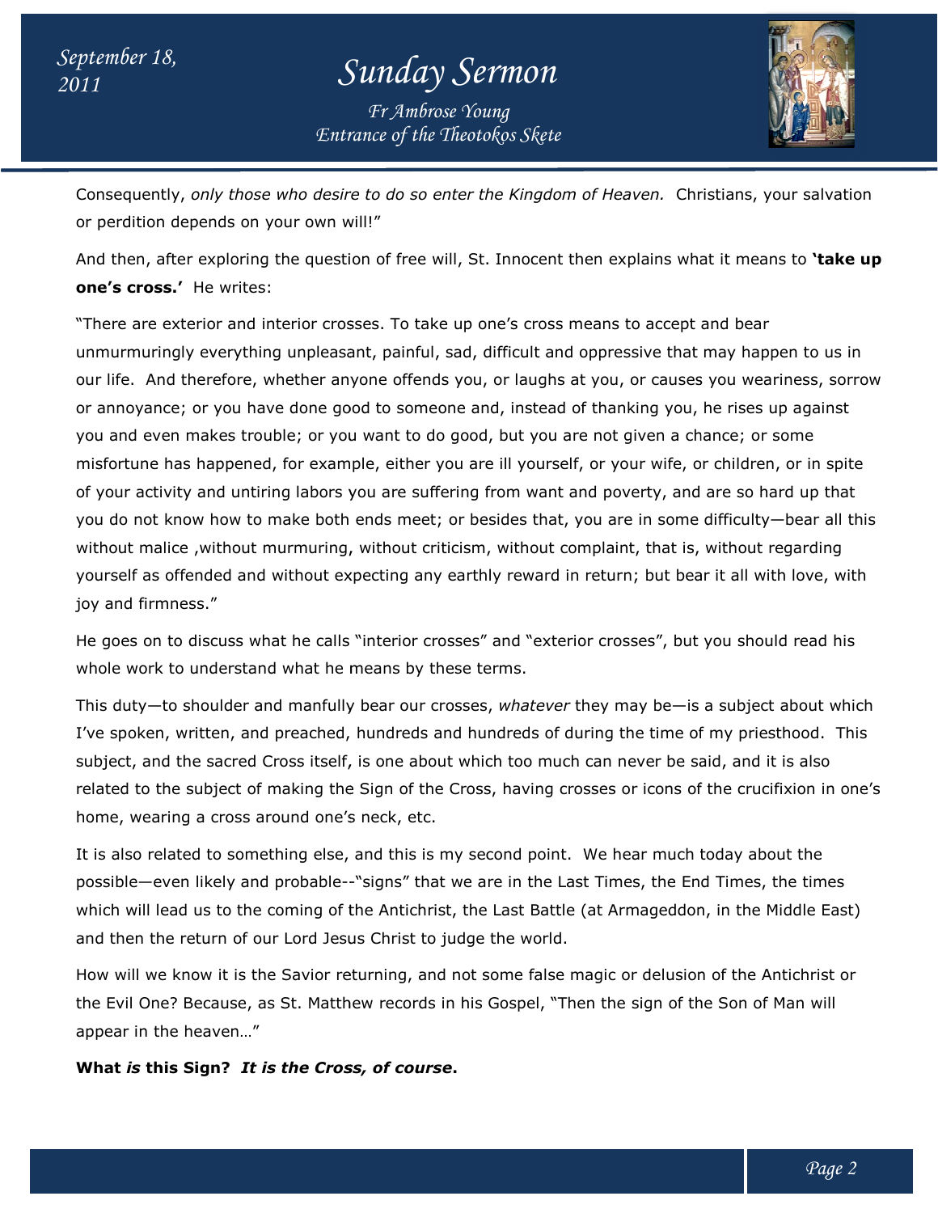Consequently, *only those who desire to do so enter the Kingdom of Heaven.* Christians, your salvation or perdition depends on your own will!"

And then, after exploring the question of free will, St. Innocent then explains what it means to **'take up one's cross.'** He writes:

"There are exterior and interior crosses. To take up one's cross means to accept and bear unmurmuringly everything unpleasant, painful, sad, difficult and oppressive that may happen to us in our life. And therefore, whether anyone offends you, or laughs at you, or causes you weariness, sorrow or annoyance; or you have done good to someone and, instead of thanking you, he rises up against you and even makes trouble; or you want to do good, but you are not given a chance; or some misfortune has happened, for example, either you are ill yourself, or your wife, or children, or in spite of your activity and untiring labors you are suffering from want and poverty, and are so hard up that you do not know how to make both ends meet; or besides that, you are in some difficulty—bear all this without malice ,without murmuring, without criticism, without complaint, that is, without regarding yourself as offended and without expecting any earthly reward in return; but bear it all with love, with joy and firmness."

He goes on to discuss what he calls "interior crosses" and "exterior crosses", but you should read his whole work to understand what he means by these terms.

This duty—to shoulder and manfully bear our crosses, *whatever* they may be—is a subject about which I've spoken, written, and preached, hundreds and hundreds of during the time of my priesthood. This subject, and the sacred Cross itself, is one about which too much can never be said, and it is also related to the subject of making the Sign of the Cross, having crosses or icons of the crucifixion in one's home, wearing a cross around one's neck, etc.

It is also related to something else, and this is my second point. We hear much today about the possible—even likely and probable--"signs" that we are in the Last Times, the End Times, the times which will lead us to the coming of the Antichrist, the Last Battle (at Armageddon, in the Middle East) and then the return of our Lord Jesus Christ to judge the world.

How will we know it is the Savior returning, and not some false magic or delusion of the Antichrist or the Evil One? Because, as St. Matthew records in his Gospel, "Then the sign of the Son of Man will appear in the heaven…"

**What *is* this Sign? *It is the Cross, of course*.**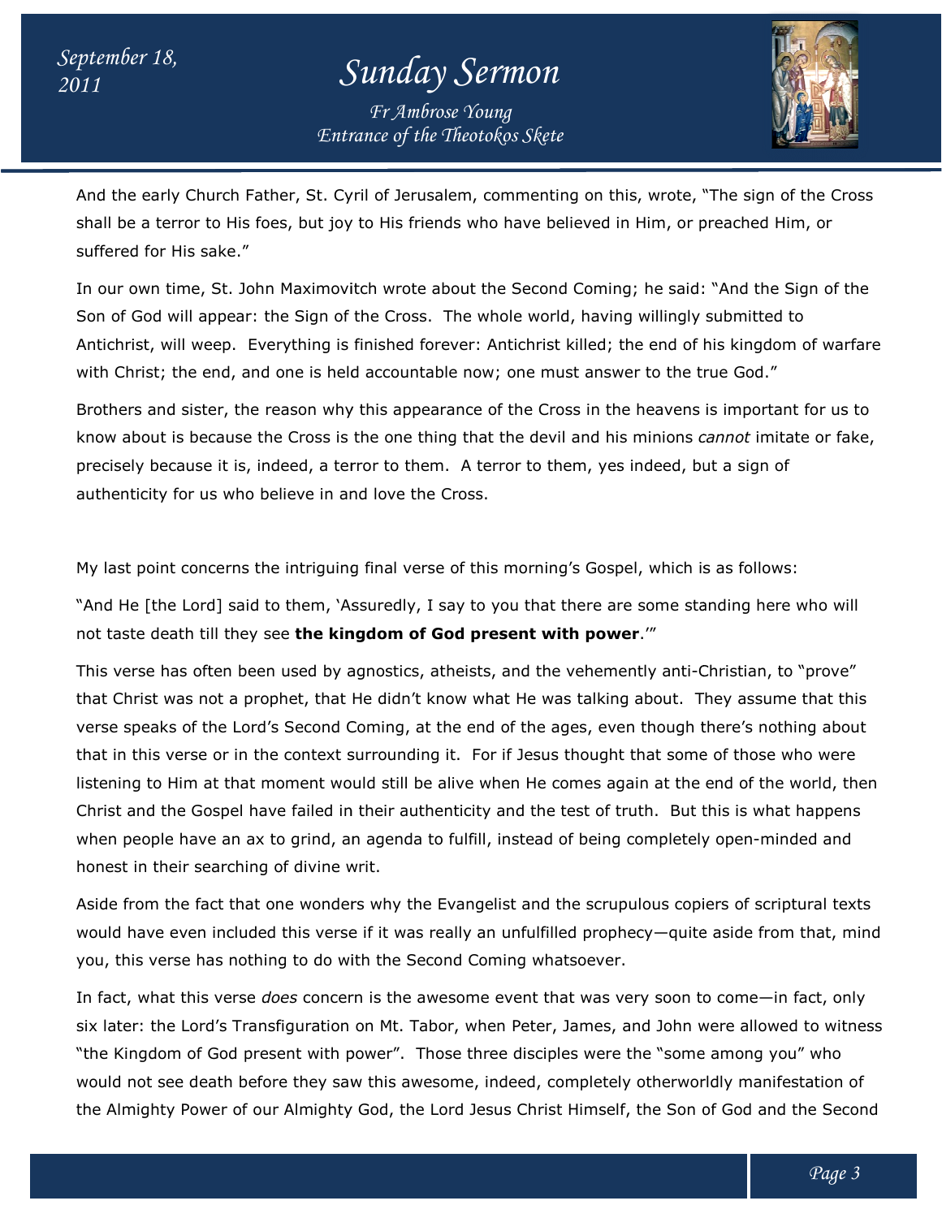And the early Church Father, St. Cyril of Jerusalem, commenting on this, wrote, "The sign of the Cross shall be a terror to His foes, but joy to His friends who have believed in Him, or preached Him, or suffered for His sake."

In our own time, St. John Maximovitch wrote about the Second Coming; he said: "And the Sign of the Son of God will appear: the Sign of the Cross. The whole world, having willingly submitted to Antichrist, will weep. Everything is finished forever: Antichrist killed; the end of his kingdom of warfare with Christ; the end, and one is held accountable now; one must answer to the true God."

Brothers and sister, the reason why this appearance of the Cross in the heavens is important for us to know about is because the Cross is the one thing that the devil and his minions *cannot* imitate or fake, precisely because it is, indeed, a terror to them. A terror to them, yes indeed, but a sign of authenticity for us who believe in and love the Cross.

My last point concerns the intriguing final verse of this morning's Gospel, which is as follows:

"And He [the Lord] said to them, 'Assuredly, I say to you that there are some standing here who will not taste death till they see **the kingdom of God present with power**.'"

This verse has often been used by agnostics, atheists, and the vehemently anti-Christian, to "prove" that Christ was not a prophet, that He didn't know what He was talking about. They assume that this verse speaks of the Lord's Second Coming, at the end of the ages, even though there's nothing about that in this verse or in the context surrounding it. For if Jesus thought that some of those who were listening to Him at that moment would still be alive when He comes again at the end of the world, then Christ and the Gospel have failed in their authenticity and the test of truth. But this is what happens when people have an ax to grind, an agenda to fulfill, instead of being completely open-minded and honest in their searching of divine writ.

Aside from the fact that one wonders why the Evangelist and the scrupulous copiers of scriptural texts would have even included this verse if it was really an unfulfilled prophecy—quite aside from that, mind you, this verse has nothing to do with the Second Coming whatsoever.

In fact, what this verse *does* concern is the awesome event that was very soon to come—in fact, only six later: the Lord's Transfiguration on Mt. Tabor, when Peter, James, and John were allowed to witness "the Kingdom of God present with power". Those three disciples were the "some among you" who would not see death before they saw this awesome, indeed, completely otherworldly manifestation of the Almighty Power of our Almighty God, the Lord Jesus Christ Himself, the Son of God and the Second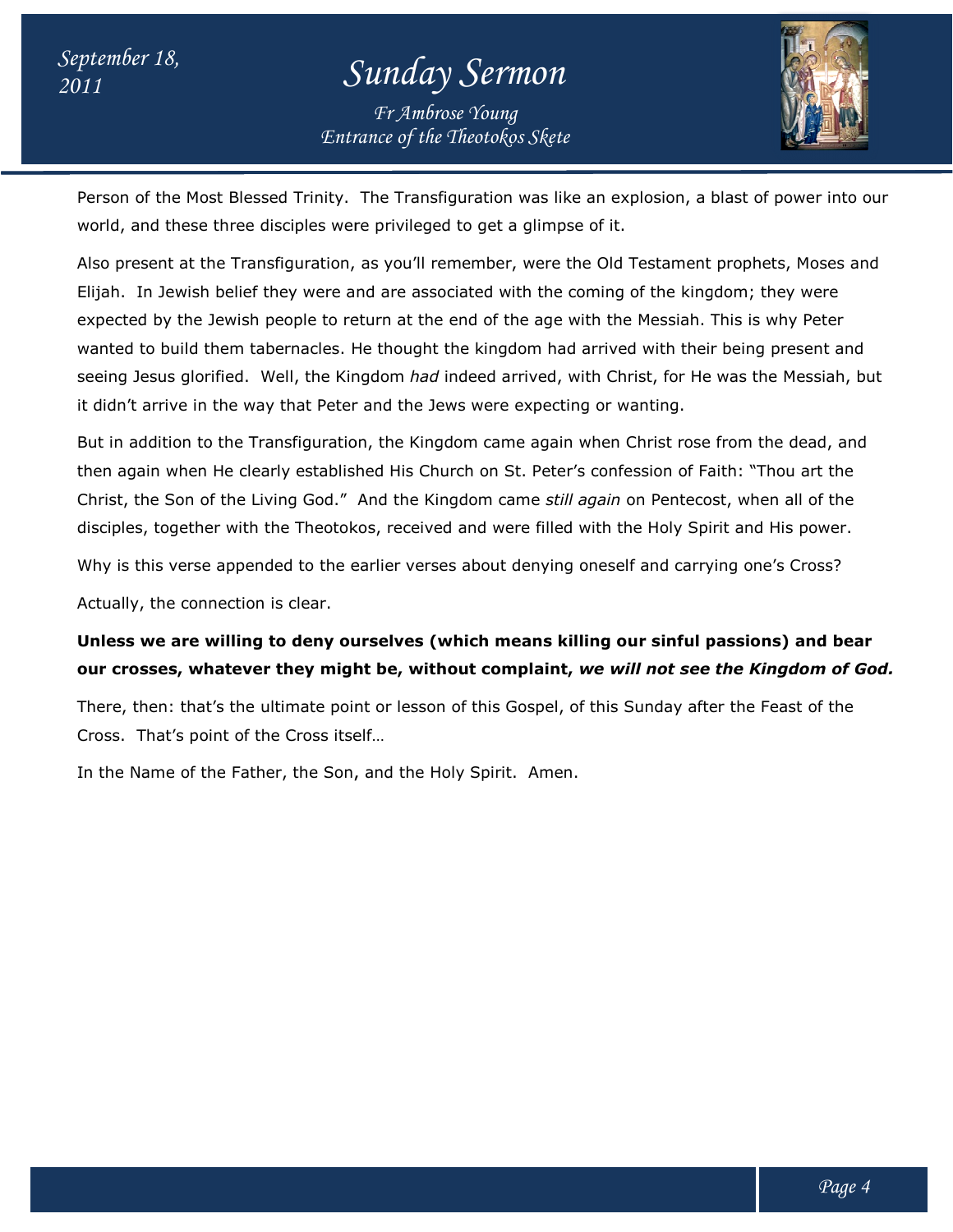Person of the Most Blessed Trinity. The Transfiguration was like an explosion, a blast of power into our world, and these three disciples were privileged to get a glimpse of it.

Also present at the Transfiguration, as you'll remember, were the Old Testament prophets, Moses and Elijah. In Jewish belief they were and are associated with the coming of the kingdom; they were expected by the Jewish people to return at the end of the age with the Messiah. This is why Peter wanted to build them tabernacles. He thought the kingdom had arrived with their being present and seeing Jesus glorified. Well, the Kingdom *had* indeed arrived, with Christ, for He was the Messiah, but it didn't arrive in the way that Peter and the Jews were expecting or wanting.

But in addition to the Transfiguration, the Kingdom came again when Christ rose from the dead, and then again when He clearly established His Church on St. Peter's confession of Faith: "Thou art the Christ, the Son of the Living God." And the Kingdom came *still again* on Pentecost, when all of the disciples, together with the Theotokos, received and were filled with the Holy Spirit and His power.

Why is this verse appended to the earlier verses about denying oneself and carrying one's Cross?

Actually, the connection is clear.

**Unless we are willing to deny ourselves (which means killing our sinful passions) and bear our crosses, whatever they might be, without complaint, *we will not see the Kingdom of God.***

There, then: that's the ultimate point or lesson of this Gospel, of this Sunday after the Feast of the Cross. That's point of the Cross itself…

In the Name of the Father, the Son, and the Holy Spirit. Amen.